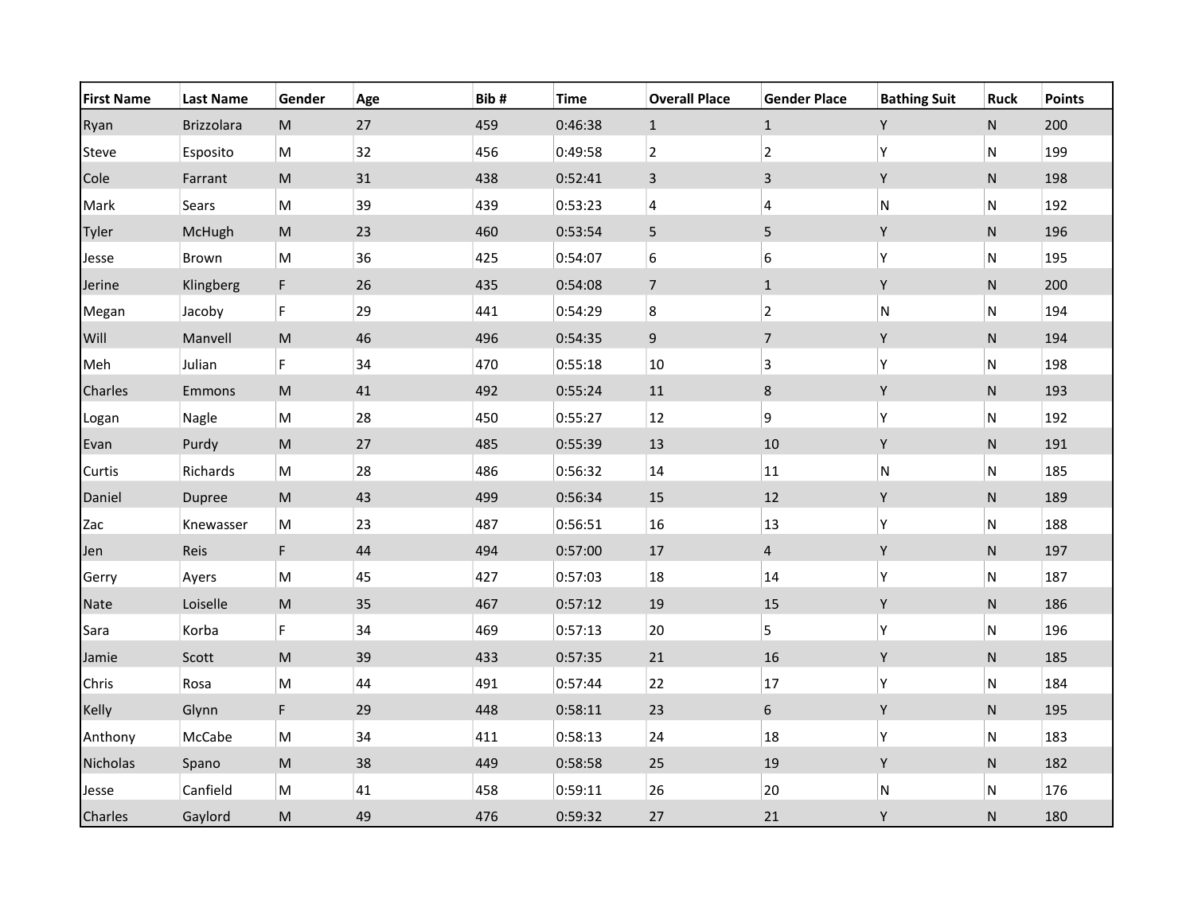| First Name | Last Name | Gender | Age | Bib # | Time | Overall Place | Gender Place | Bathing Suit | Ruck | Points |
|---|---|---|---|---|---|---|---|---|---|---|
| Ryan | Brizzolara | M | 27 | 459 | 0:46:38 | 1 | 1 | Y | N | 200 |
| Steve | Esposito | M | 32 | 456 | 0:49:58 | 2 | 2 | Y | N | 199 |
| Cole | Farrant | M | 31 | 438 | 0:52:41 | 3 | 3 | Y | N | 198 |
| Mark | Sears | M | 39 | 439 | 0:53:23 | 4 | 4 | N | N | 192 |
| Tyler | McHugh | M | 23 | 460 | 0:53:54 | 5 | 5 | Y | N | 196 |
| Jesse | Brown | M | 36 | 425 | 0:54:07 | 6 | 6 | Y | N | 195 |
| Jerine | Klingberg | F | 26 | 435 | 0:54:08 | 7 | 1 | Y | N | 200 |
| Megan | Jacoby | F | 29 | 441 | 0:54:29 | 8 | 2 | N | N | 194 |
| Will | Manvell | M | 46 | 496 | 0:54:35 | 9 | 7 | Y | N | 194 |
| Meh | Julian | F | 34 | 470 | 0:55:18 | 10 | 3 | Y | N | 198 |
| Charles | Emmons | M | 41 | 492 | 0:55:24 | 11 | 8 | Y | N | 193 |
| Logan | Nagle | M | 28 | 450 | 0:55:27 | 12 | 9 | Y | N | 192 |
| Evan | Purdy | M | 27 | 485 | 0:55:39 | 13 | 10 | Y | N | 191 |
| Curtis | Richards | M | 28 | 486 | 0:56:32 | 14 | 11 | N | N | 185 |
| Daniel | Dupree | M | 43 | 499 | 0:56:34 | 15 | 12 | Y | N | 189 |
| Zac | Knewasser | M | 23 | 487 | 0:56:51 | 16 | 13 | Y | N | 188 |
| Jen | Reis | F | 44 | 494 | 0:57:00 | 17 | 4 | Y | N | 197 |
| Gerry | Ayers | M | 45 | 427 | 0:57:03 | 18 | 14 | Y | N | 187 |
| Nate | Loiselle | M | 35 | 467 | 0:57:12 | 19 | 15 | Y | N | 186 |
| Sara | Korba | F | 34 | 469 | 0:57:13 | 20 | 5 | Y | N | 196 |
| Jamie | Scott | M | 39 | 433 | 0:57:35 | 21 | 16 | Y | N | 185 |
| Chris | Rosa | M | 44 | 491 | 0:57:44 | 22 | 17 | Y | N | 184 |
| Kelly | Glynn | F | 29 | 448 | 0:58:11 | 23 | 6 | Y | N | 195 |
| Anthony | McCabe | M | 34 | 411 | 0:58:13 | 24 | 18 | Y | N | 183 |
| Nicholas | Spano | M | 38 | 449 | 0:58:58 | 25 | 19 | Y | N | 182 |
| Jesse | Canfield | M | 41 | 458 | 0:59:11 | 26 | 20 | N | N | 176 |
| Charles | Gaylord | M | 49 | 476 | 0:59:32 | 27 | 21 | Y | N | 180 |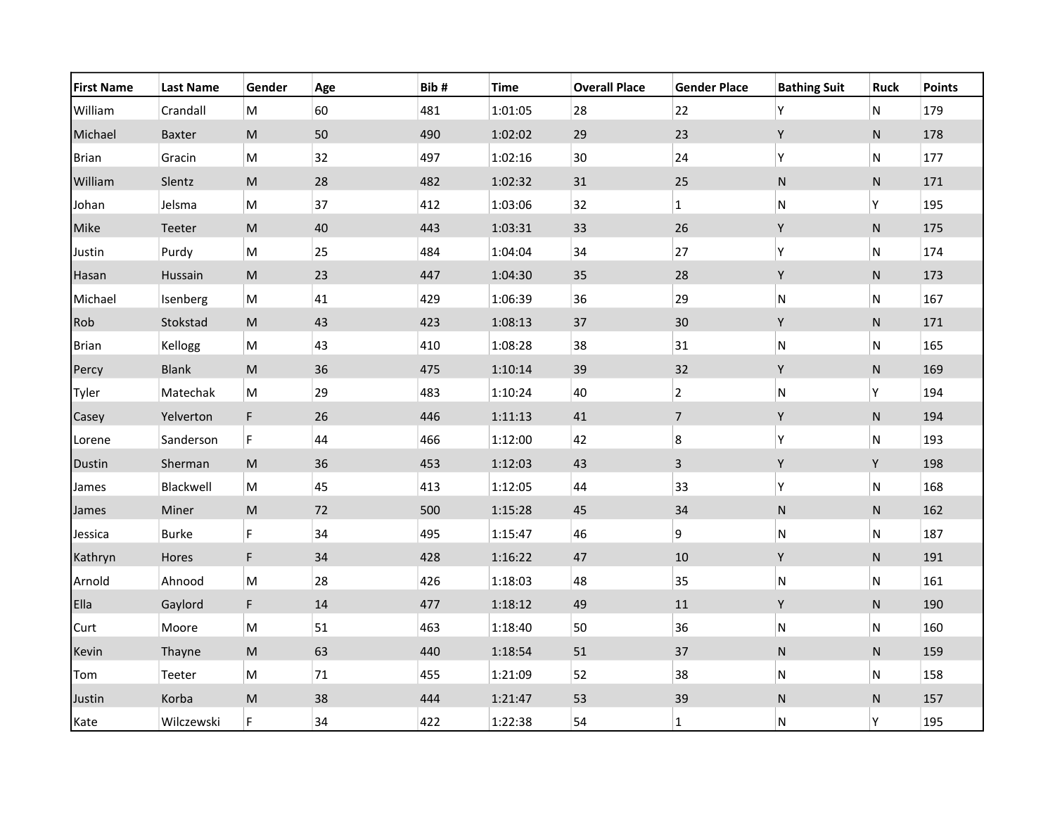| First Name | Last Name | Gender | Age | Bib # | Time | Overall Place | Gender Place | Bathing Suit | Ruck | Points |
|---|---|---|---|---|---|---|---|---|---|---|
| William | Crandall | M | 60 | 481 | 1:01:05 | 28 | 22 | Y | N | 179 |
| Michael | Baxter | M | 50 | 490 | 1:02:02 | 29 | 23 | Y | N | 178 |
| Brian | Gracin | M | 32 | 497 | 1:02:16 | 30 | 24 | Y | N | 177 |
| William | Slentz | M | 28 | 482 | 1:02:32 | 31 | 25 | N | N | 171 |
| Johan | Jelsma | M | 37 | 412 | 1:03:06 | 32 | 1 | N | Y | 195 |
| Mike | Teeter | M | 40 | 443 | 1:03:31 | 33 | 26 | Y | N | 175 |
| Justin | Purdy | M | 25 | 484 | 1:04:04 | 34 | 27 | Y | N | 174 |
| Hasan | Hussain | M | 23 | 447 | 1:04:30 | 35 | 28 | Y | N | 173 |
| Michael | Isenberg | M | 41 | 429 | 1:06:39 | 36 | 29 | N | N | 167 |
| Rob | Stokstad | M | 43 | 423 | 1:08:13 | 37 | 30 | Y | N | 171 |
| Brian | Kellogg | M | 43 | 410 | 1:08:28 | 38 | 31 | N | N | 165 |
| Percy | Blank | M | 36 | 475 | 1:10:14 | 39 | 32 | Y | N | 169 |
| Tyler | Matechak | M | 29 | 483 | 1:10:24 | 40 | 2 | N | Y | 194 |
| Casey | Yelverton | F | 26 | 446 | 1:11:13 | 41 | 7 | Y | N | 194 |
| Lorene | Sanderson | F | 44 | 466 | 1:12:00 | 42 | 8 | Y | N | 193 |
| Dustin | Sherman | M | 36 | 453 | 1:12:03 | 43 | 3 | Y | Y | 198 |
| James | Blackwell | M | 45 | 413 | 1:12:05 | 44 | 33 | Y | N | 168 |
| James | Miner | M | 72 | 500 | 1:15:28 | 45 | 34 | N | N | 162 |
| Jessica | Burke | F | 34 | 495 | 1:15:47 | 46 | 9 | N | N | 187 |
| Kathryn | Hores | F | 34 | 428 | 1:16:22 | 47 | 10 | Y | N | 191 |
| Arnold | Ahnood | M | 28 | 426 | 1:18:03 | 48 | 35 | N | N | 161 |
| Ella | Gaylord | F | 14 | 477 | 1:18:12 | 49 | 11 | Y | N | 190 |
| Curt | Moore | M | 51 | 463 | 1:18:40 | 50 | 36 | N | N | 160 |
| Kevin | Thayne | M | 63 | 440 | 1:18:54 | 51 | 37 | N | N | 159 |
| Tom | Teeter | M | 71 | 455 | 1:21:09 | 52 | 38 | N | N | 158 |
| Justin | Korba | M | 38 | 444 | 1:21:47 | 53 | 39 | N | N | 157 |
| Kate | Wilczewski | F | 34 | 422 | 1:22:38 | 54 | 1 | N | Y | 195 |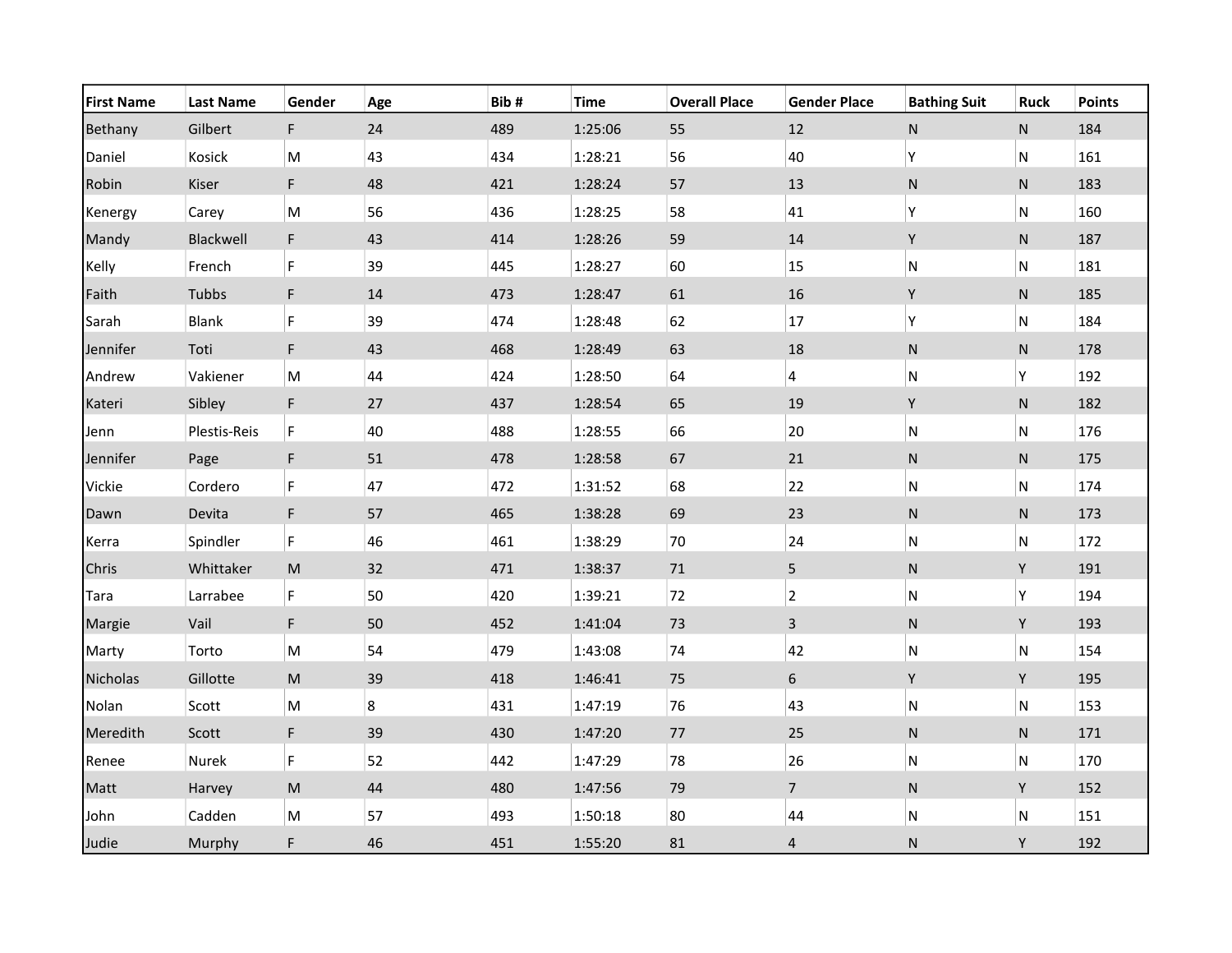| First Name | Last Name | Gender | Age | Bib # | Time | Overall Place | Gender Place | Bathing Suit | Ruck | Points |
|---|---|---|---|---|---|---|---|---|---|---|
| Bethany | Gilbert | F | 24 | 489 | 1:25:06 | 55 | 12 | N | N | 184 |
| Daniel | Kosick | M | 43 | 434 | 1:28:21 | 56 | 40 | Y | N | 161 |
| Robin | Kiser | F | 48 | 421 | 1:28:24 | 57 | 13 | N | N | 183 |
| Kenergy | Carey | M | 56 | 436 | 1:28:25 | 58 | 41 | Y | N | 160 |
| Mandy | Blackwell | F | 43 | 414 | 1:28:26 | 59 | 14 | Y | N | 187 |
| Kelly | French | F | 39 | 445 | 1:28:27 | 60 | 15 | N | N | 181 |
| Faith | Tubbs | F | 14 | 473 | 1:28:47 | 61 | 16 | Y | N | 185 |
| Sarah | Blank | F | 39 | 474 | 1:28:48 | 62 | 17 | Y | N | 184 |
| Jennifer | Toti | F | 43 | 468 | 1:28:49 | 63 | 18 | N | N | 178 |
| Andrew | Vakiener | M | 44 | 424 | 1:28:50 | 64 | 4 | N | Y | 192 |
| Kateri | Sibley | F | 27 | 437 | 1:28:54 | 65 | 19 | Y | N | 182 |
| Jenn | Plestis-Reis | F | 40 | 488 | 1:28:55 | 66 | 20 | N | N | 176 |
| Jennifer | Page | F | 51 | 478 | 1:28:58 | 67 | 21 | N | N | 175 |
| Vickie | Cordero | F | 47 | 472 | 1:31:52 | 68 | 22 | N | N | 174 |
| Dawn | Devita | F | 57 | 465 | 1:38:28 | 69 | 23 | N | N | 173 |
| Kerra | Spindler | F | 46 | 461 | 1:38:29 | 70 | 24 | N | N | 172 |
| Chris | Whittaker | M | 32 | 471 | 1:38:37 | 71 | 5 | N | Y | 191 |
| Tara | Larrabee | F | 50 | 420 | 1:39:21 | 72 | 2 | N | Y | 194 |
| Margie | Vail | F | 50 | 452 | 1:41:04 | 73 | 3 | N | Y | 193 |
| Marty | Torto | M | 54 | 479 | 1:43:08 | 74 | 42 | N | N | 154 |
| Nicholas | Gillotte | M | 39 | 418 | 1:46:41 | 75 | 6 | Y | Y | 195 |
| Nolan | Scott | M | 8 | 431 | 1:47:19 | 76 | 43 | N | N | 153 |
| Meredith | Scott | F | 39 | 430 | 1:47:20 | 77 | 25 | N | N | 171 |
| Renee | Nurek | F | 52 | 442 | 1:47:29 | 78 | 26 | N | N | 170 |
| Matt | Harvey | M | 44 | 480 | 1:47:56 | 79 | 7 | N | Y | 152 |
| John | Cadden | M | 57 | 493 | 1:50:18 | 80 | 44 | N | N | 151 |
| Judie | Murphy | F | 46 | 451 | 1:55:20 | 81 | 4 | N | Y | 192 |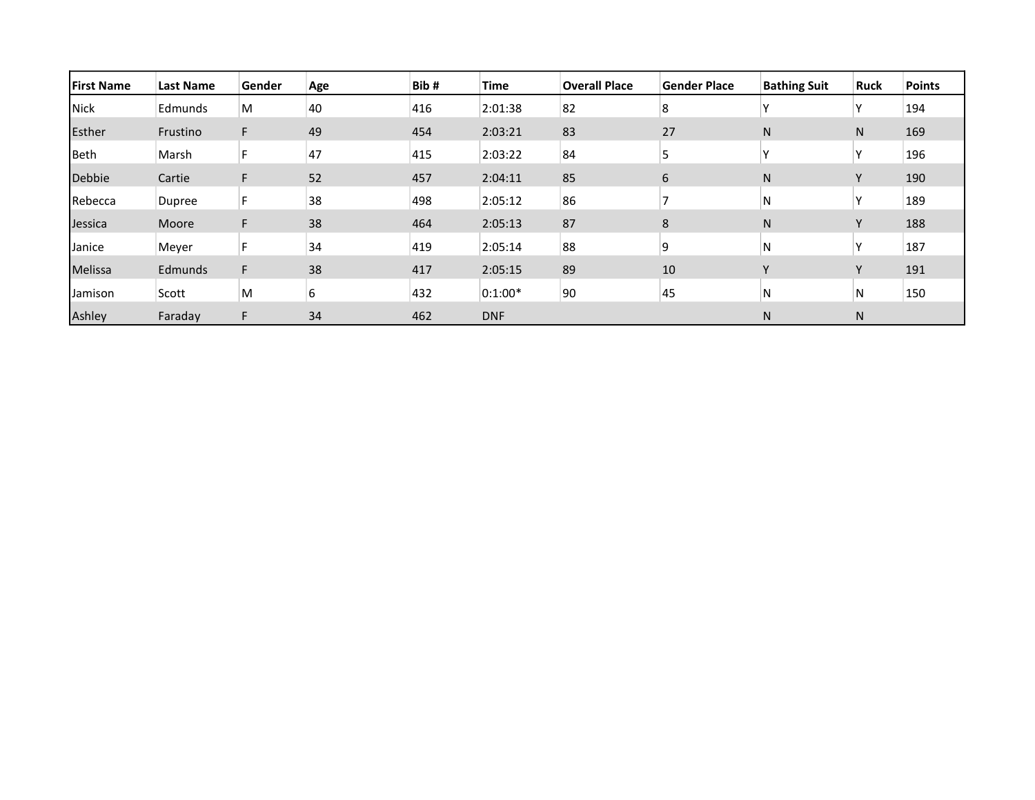| First Name | Last Name | Gender | Age | Bib # | Time | Overall Place | Gender Place | Bathing Suit | Ruck | Points |
|---|---|---|---|---|---|---|---|---|---|---|
| Nick | Edmunds | M | 40 | 416 | 2:01:38 | 82 | 8 | Y | Y | 194 |
| Esther | Frustino | F | 49 | 454 | 2:03:21 | 83 | 27 | N | N | 169 |
| Beth | Marsh | F | 47 | 415 | 2:03:22 | 84 | 5 | Y | Y | 196 |
| Debbie | Cartie | F | 52 | 457 | 2:04:11 | 85 | 6 | N | Y | 190 |
| Rebecca | Dupree | F | 38 | 498 | 2:05:12 | 86 | 7 | N | Y | 189 |
| Jessica | Moore | F | 38 | 464 | 2:05:13 | 87 | 8 | N | Y | 188 |
| Janice | Meyer | F | 34 | 419 | 2:05:14 | 88 | 9 | N | Y | 187 |
| Melissa | Edmunds | F | 38 | 417 | 2:05:15 | 89 | 10 | Y | Y | 191 |
| Jamison | Scott | M | 6 | 432 | 0:1:00* | 90 | 45 | N | N | 150 |
| Ashley | Faraday | F | 34 | 462 | DNF | | | N | N | |